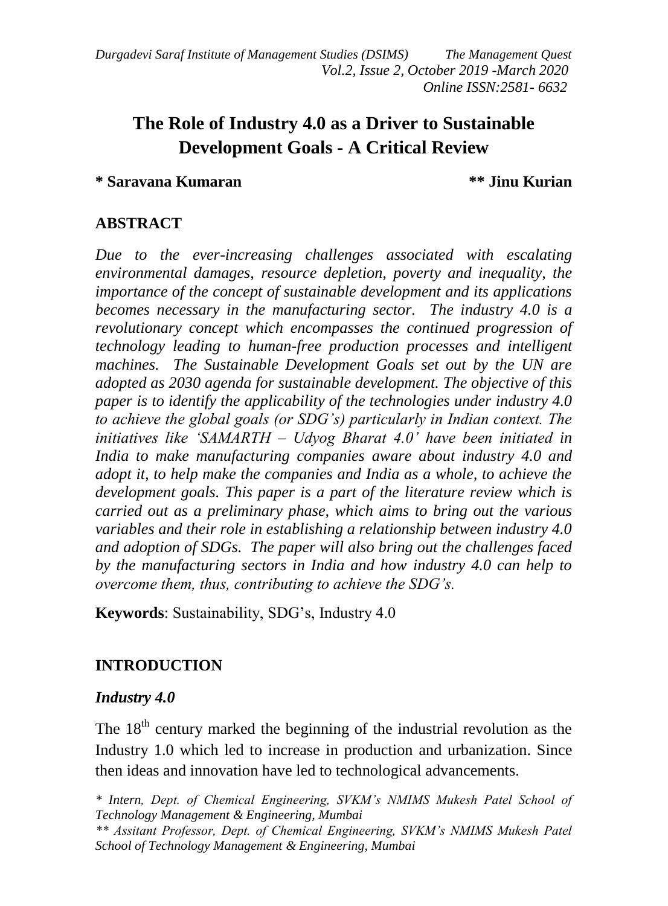# The Role of Industry 4.0 as a Driver to Sustainable Development Goals - A Critical Review

**\* Saravana Kumaran** **\*\* Jinu Kurian**

## ABSTRACT

*Due to the ever-increasing challenges associated with escalating environmental damages, resource depletion, poverty and inequality, the importance of the concept of sustainable development and its applications becomes necessary in the manufacturing sector. The industry 4.0 is a revolutionary concept which encompasses the continued progression of technology leading to human-free production processes and intelligent machines. The Sustainable Development Goals set out by the UN are adopted as 2030 agenda for sustainable development. The objective of this paper is to identify the applicability of the technologies under industry 4.0 to achieve the global goals (or SDG's) particularly in Indian context. The initiatives like 'SAMARTH – Udyog Bharat 4.0' have been initiated in India to make manufacturing companies aware about industry 4.0 and adopt it, to help make the companies and India as a whole, to achieve the development goals. This paper is a part of the literature review which is carried out as a preliminary phase, which aims to bring out the various variables and their role in establishing a relationship between industry 4.0 and adoption of SDGs. The paper will also bring out the challenges faced by the manufacturing sectors in India and how industry 4.0 can help to overcome them, thus, contributing to achieve the SDG's.*

**Keywords**: Sustainability, SDG's, Industry 4.0

## INTRODUCTION

### *Industry 4.0*

The 18th century marked the beginning of the industrial revolution as the Industry 1.0 which led to increase in production and urbanization. Since then ideas and innovation have led to technological advancements.

*\* Intern, Dept. of Chemical Engineering, SVKM's NMIMS Mukesh Patel School of Technology Management & Engineering, Mumbai*

*\*\* Assitant Professor, Dept. of Chemical Engineering, SVKM's NMIMS Mukesh Patel School of Technology Management & Engineering, Mumbai*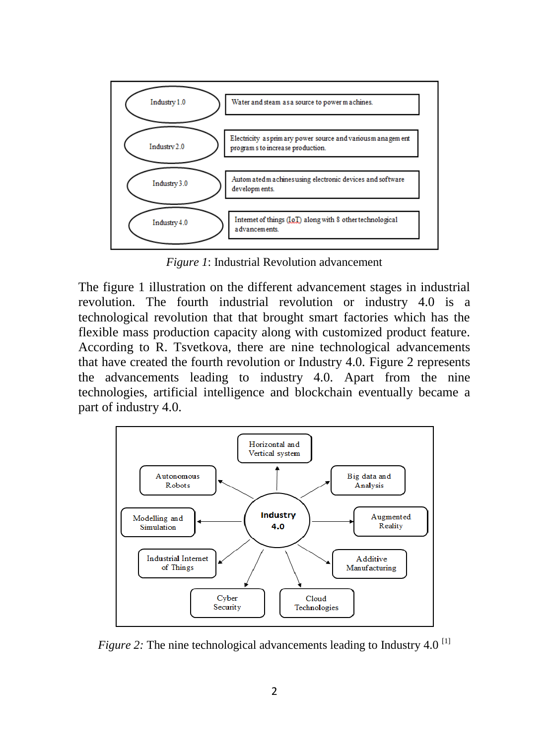| Industry 1.0 | Water and steam as a source to power machines. |
|---|---|
| Industrv 2.0 | Electricity as primary power source and various management programs to increase production. |
| Industry 3.0 | Automated machines using electronic devices and software developments. |
| Industry 4.0 | Internet of things (IoT) along with 8 other technological advancements. |

*Figure 1*: Industrial Revolution advancement

The figure 1 illustration on the different advancement stages in industrial revolution. The fourth industrial revolution or industry 4.0 is a technological revolution that that brought smart factories which has the flexible mass production capacity along with customized product feature. According to R. Tsvetkova, there are nine technological advancements that have created the fourth revolution or Industry 4.0. Figure 2 represents the advancements leading to industry 4.0. Apart from the nine technologies, artificial intelligence and blockchain eventually became a part of industry 4.0.

Industry 4.0 → Horizontal and Vertical system; Big data and Analysis; Augmented Reality; Additive Manufacturing; Cloud Technologies; Cyber Security; Industrial Internet of Things; Modelling and Simulation; Autonomous Robots

*Figure 2:* The nine technological advancements leading to Industry 4.0 [1]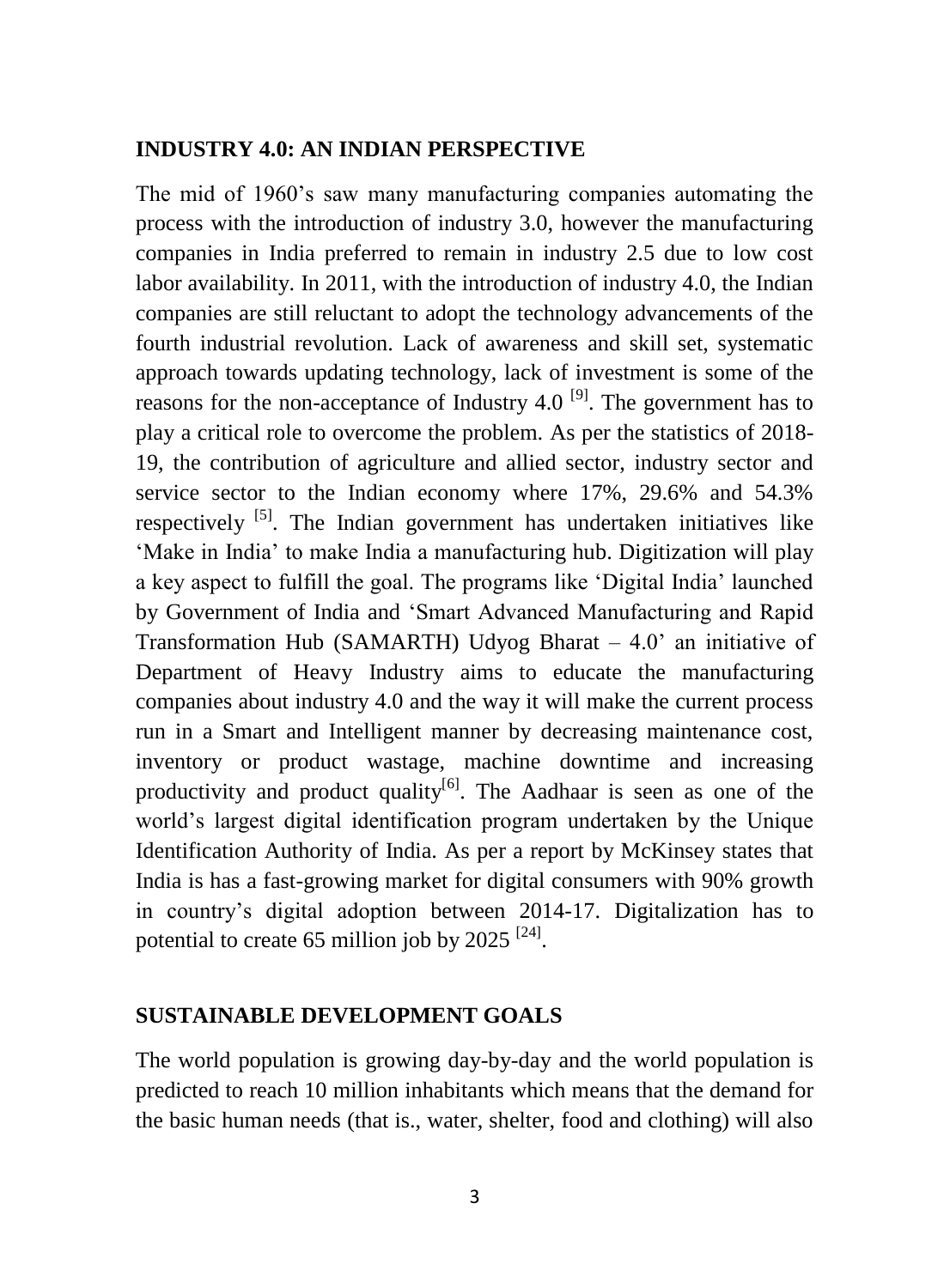## INDUSTRY 4.0: AN INDIAN PERSPECTIVE

The mid of 1960's saw many manufacturing companies automating the process with the introduction of industry 3.0, however the manufacturing companies in India preferred to remain in industry 2.5 due to low cost labor availability. In 2011, with the introduction of industry 4.0, the Indian companies are still reluctant to adopt the technology advancements of the fourth industrial revolution. Lack of awareness and skill set, systematic approach towards updating technology, lack of investment is some of the reasons for the non-acceptance of Industry 4.0 [9]. The government has to play a critical role to overcome the problem. As per the statistics of 2018-19, the contribution of agriculture and allied sector, industry sector and service sector to the Indian economy where 17%, 29.6% and 54.3% respectively [5]. The Indian government has undertaken initiatives like 'Make in India' to make India a manufacturing hub. Digitization will play a key aspect to fulfill the goal. The programs like 'Digital India' launched by Government of India and 'Smart Advanced Manufacturing and Rapid Transformation Hub (SAMARTH) Udyog Bharat – 4.0' an initiative of Department of Heavy Industry aims to educate the manufacturing companies about industry 4.0 and the way it will make the current process run in a Smart and Intelligent manner by decreasing maintenance cost, inventory or product wastage, machine downtime and increasing productivity and product quality[6]. The Aadhaar is seen as one of the world's largest digital identification program undertaken by the Unique Identification Authority of India. As per a report by McKinsey states that India is has a fast-growing market for digital consumers with 90% growth in country's digital adoption between 2014-17. Digitalization has to potential to create 65 million job by 2025 [24].

## SUSTAINABLE DEVELOPMENT GOALS

The world population is growing day-by-day and the world population is predicted to reach 10 million inhabitants which means that the demand for the basic human needs (that is., water, shelter, food and clothing) will also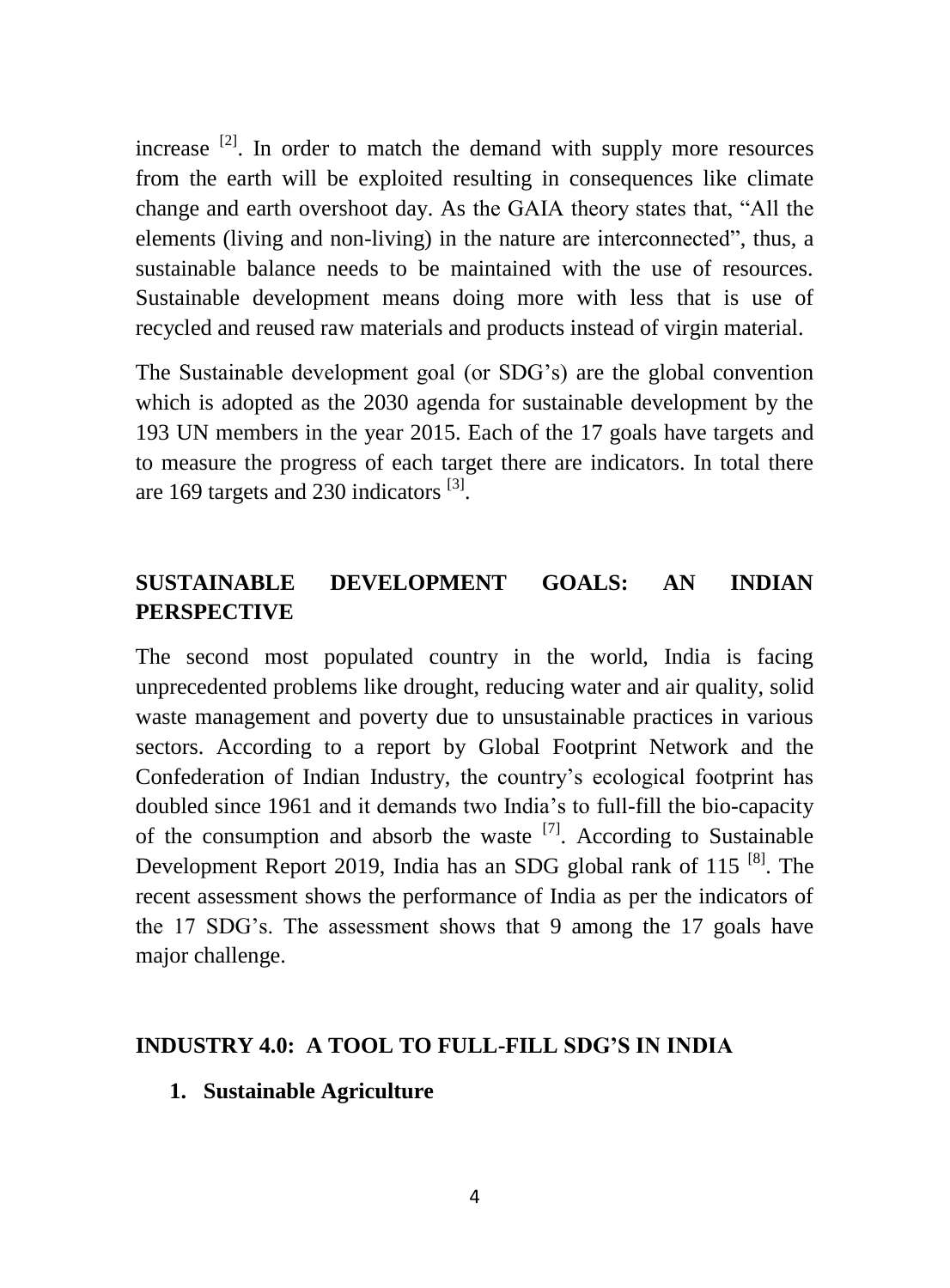increase [2]. In order to match the demand with supply more resources from the earth will be exploited resulting in consequences like climate change and earth overshoot day. As the GAIA theory states that, "All the elements (living and non-living) in the nature are interconnected", thus, a sustainable balance needs to be maintained with the use of resources. Sustainable development means doing more with less that is use of recycled and reused raw materials and products instead of virgin material.

The Sustainable development goal (or SDG's) are the global convention which is adopted as the 2030 agenda for sustainable development by the 193 UN members in the year 2015. Each of the 17 goals have targets and to measure the progress of each target there are indicators. In total there are 169 targets and 230 indicators [3].

## SUSTAINABLE DEVELOPMENT GOALS: AN INDIAN PERSPECTIVE

The second most populated country in the world, India is facing unprecedented problems like drought, reducing water and air quality, solid waste management and poverty due to unsustainable practices in various sectors. According to a report by Global Footprint Network and the Confederation of Indian Industry, the country's ecological footprint has doubled since 1961 and it demands two India's to full-fill the bio-capacity of the consumption and absorb the waste [7]. According to Sustainable Development Report 2019, India has an SDG global rank of 115 [8]. The recent assessment shows the performance of India as per the indicators of the 17 SDG's. The assessment shows that 9 among the 17 goals have major challenge.

## INDUSTRY 4.0: A TOOL TO FULL-FILL SDG'S IN INDIA

### 1. Sustainable Agriculture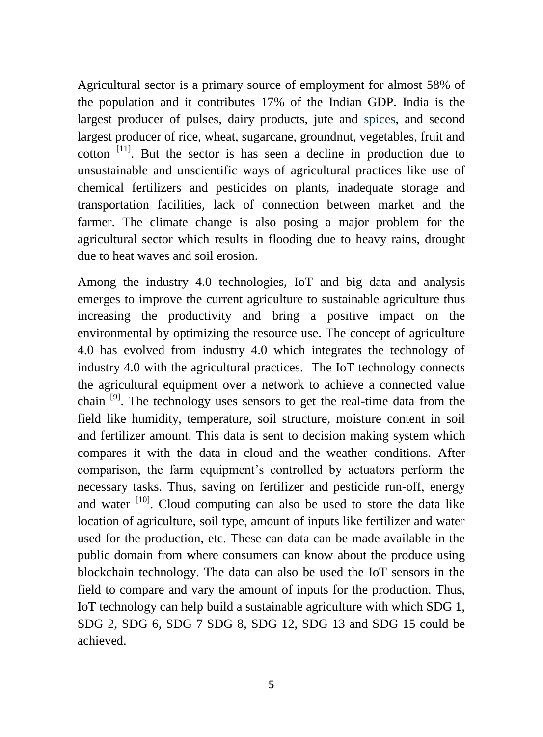Agricultural sector is a primary source of employment for almost 58% of the population and it contributes 17% of the Indian GDP. India is the largest producer of pulses, dairy products, jute and spices, and second largest producer of rice, wheat, sugarcane, groundnut, vegetables, fruit and cotton [11]. But the sector is has seen a decline in production due to unsustainable and unscientific ways of agricultural practices like use of chemical fertilizers and pesticides on plants, inadequate storage and transportation facilities, lack of connection between market and the farmer. The climate change is also posing a major problem for the agricultural sector which results in flooding due to heavy rains, drought due to heat waves and soil erosion.

Among the industry 4.0 technologies, IoT and big data and analysis emerges to improve the current agriculture to sustainable agriculture thus increasing the productivity and bring a positive impact on the environmental by optimizing the resource use. The concept of agriculture 4.0 has evolved from industry 4.0 which integrates the technology of industry 4.0 with the agricultural practices. The IoT technology connects the agricultural equipment over a network to achieve a connected value chain [9]. The technology uses sensors to get the real-time data from the field like humidity, temperature, soil structure, moisture content in soil and fertilizer amount. This data is sent to decision making system which compares it with the data in cloud and the weather conditions. After comparison, the farm equipment's controlled by actuators perform the necessary tasks. Thus, saving on fertilizer and pesticide run-off, energy and water [10]. Cloud computing can also be used to store the data like location of agriculture, soil type, amount of inputs like fertilizer and water used for the production, etc. These can data can be made available in the public domain from where consumers can know about the produce using blockchain technology. The data can also be used the IoT sensors in the field to compare and vary the amount of inputs for the production. Thus, IoT technology can help build a sustainable agriculture with which SDG 1, SDG 2, SDG 6, SDG 7 SDG 8, SDG 12, SDG 13 and SDG 15 could be achieved.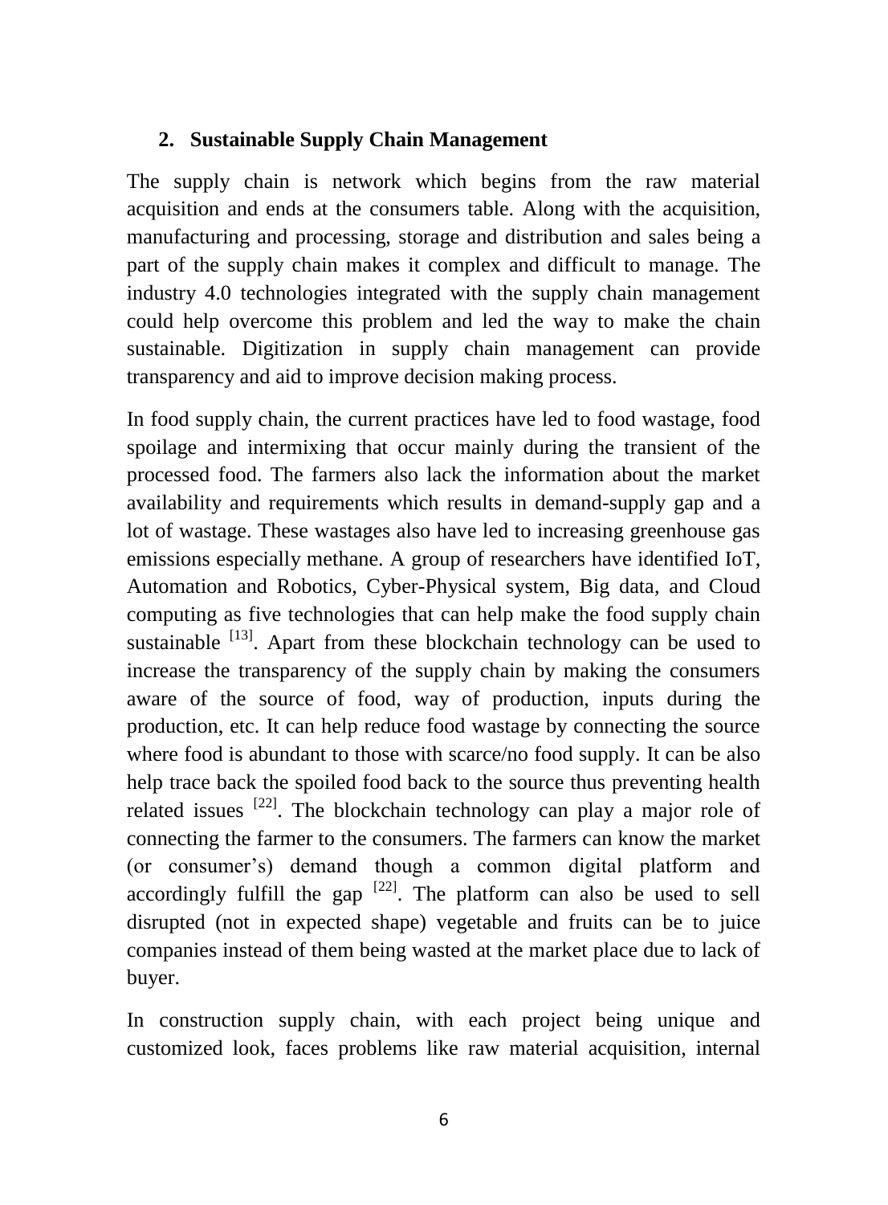## 2. Sustainable Supply Chain Management

The supply chain is network which begins from the raw material acquisition and ends at the consumers table. Along with the acquisition, manufacturing and processing, storage and distribution and sales being a part of the supply chain makes it complex and difficult to manage. The industry 4.0 technologies integrated with the supply chain management could help overcome this problem and led the way to make the chain sustainable. Digitization in supply chain management can provide transparency and aid to improve decision making process.

In food supply chain, the current practices have led to food wastage, food spoilage and intermixing that occur mainly during the transient of the processed food. The farmers also lack the information about the market availability and requirements which results in demand-supply gap and a lot of wastage. These wastages also have led to increasing greenhouse gas emissions especially methane. A group of researchers have identified IoT, Automation and Robotics, Cyber-Physical system, Big data, and Cloud computing as five technologies that can help make the food supply chain sustainable [13]. Apart from these blockchain technology can be used to increase the transparency of the supply chain by making the consumers aware of the source of food, way of production, inputs during the production, etc. It can help reduce food wastage by connecting the source where food is abundant to those with scarce/no food supply. It can be also help trace back the spoiled food back to the source thus preventing health related issues [22]. The blockchain technology can play a major role of connecting the farmer to the consumers. The farmers can know the market (or consumer's) demand though a common digital platform and accordingly fulfill the gap [22]. The platform can also be used to sell disrupted (not in expected shape) vegetable and fruits can be to juice companies instead of them being wasted at the market place due to lack of buyer.

In construction supply chain, with each project being unique and customized look, faces problems like raw material acquisition, internal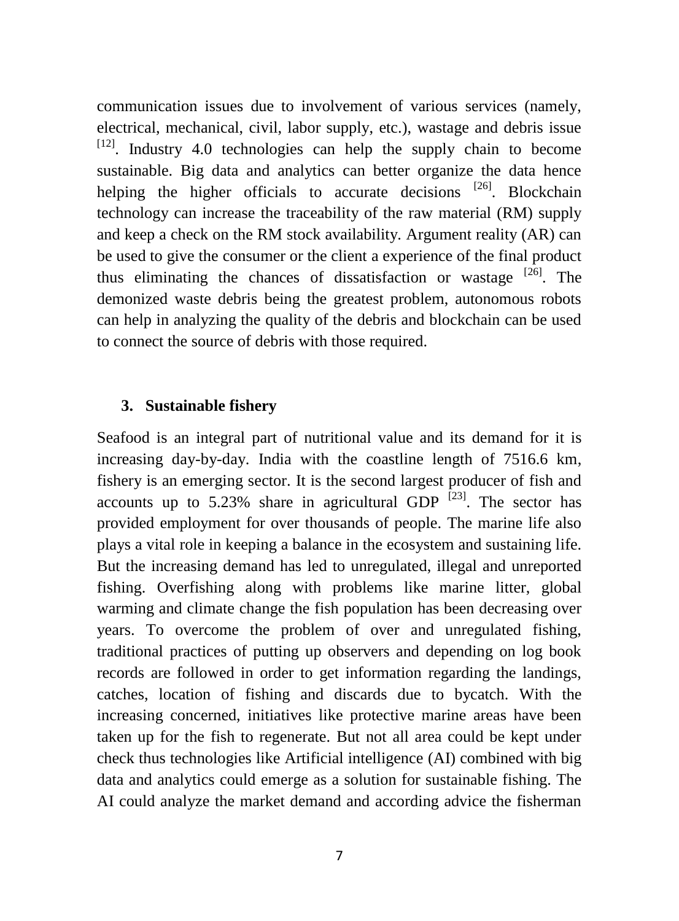communication issues due to involvement of various services (namely, electrical, mechanical, civil, labor supply, etc.), wastage and debris issue [12]. Industry 4.0 technologies can help the supply chain to become sustainable. Big data and analytics can better organize the data hence helping the higher officials to accurate decisions [26]. Blockchain technology can increase the traceability of the raw material (RM) supply and keep a check on the RM stock availability. Argument reality (AR) can be used to give the consumer or the client a experience of the final product thus eliminating the chances of dissatisfaction or wastage [26]. The demonized waste debris being the greatest problem, autonomous robots can help in analyzing the quality of the debris and blockchain can be used to connect the source of debris with those required.

### 3. Sustainable fishery

Seafood is an integral part of nutritional value and its demand for it is increasing day-by-day. India with the coastline length of 7516.6 km, fishery is an emerging sector. It is the second largest producer of fish and accounts up to 5.23% share in agricultural GDP [23]. The sector has provided employment for over thousands of people. The marine life also plays a vital role in keeping a balance in the ecosystem and sustaining life. But the increasing demand has led to unregulated, illegal and unreported fishing. Overfishing along with problems like marine litter, global warming and climate change the fish population has been decreasing over years. To overcome the problem of over and unregulated fishing, traditional practices of putting up observers and depending on log book records are followed in order to get information regarding the landings, catches, location of fishing and discards due to bycatch. With the increasing concerned, initiatives like protective marine areas have been taken up for the fish to regenerate. But not all area could be kept under check thus technologies like Artificial intelligence (AI) combined with big data and analytics could emerge as a solution for sustainable fishing. The AI could analyze the market demand and according advice the fisherman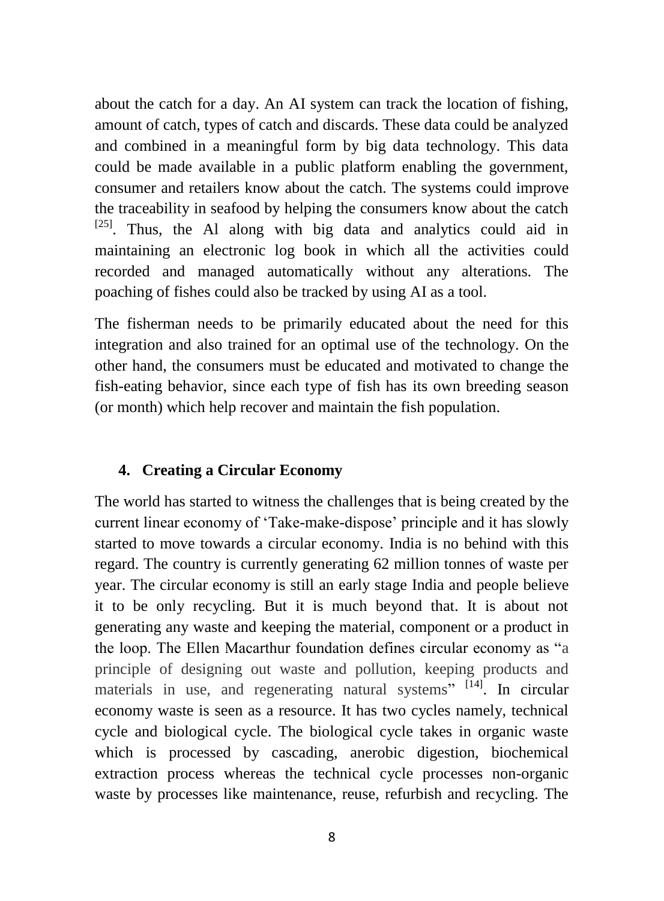about the catch for a day. An AI system can track the location of fishing, amount of catch, types of catch and discards. These data could be analyzed and combined in a meaningful form by big data technology. This data could be made available in a public platform enabling the government, consumer and retailers know about the catch. The systems could improve the traceability in seafood by helping the consumers know about the catch [25]. Thus, the Al along with big data and analytics could aid in maintaining an electronic log book in which all the activities could recorded and managed automatically without any alterations. The poaching of fishes could also be tracked by using AI as a tool.

The fisherman needs to be primarily educated about the need for this integration and also trained for an optimal use of the technology. On the other hand, the consumers must be educated and motivated to change the fish-eating behavior, since each type of fish has its own breeding season (or month) which help recover and maintain the fish population.

## 4. Creating a Circular Economy

The world has started to witness the challenges that is being created by the current linear economy of 'Take-make-dispose' principle and it has slowly started to move towards a circular economy. India is no behind with this regard. The country is currently generating 62 million tonnes of waste per year. The circular economy is still an early stage India and people believe it to be only recycling. But it is much beyond that. It is about not generating any waste and keeping the material, component or a product in the loop. The Ellen Macarthur foundation defines circular economy as "a principle of designing out waste and pollution, keeping products and materials in use, and regenerating natural systems" [14]. In circular economy waste is seen as a resource. It has two cycles namely, technical cycle and biological cycle. The biological cycle takes in organic waste which is processed by cascading, anerobic digestion, biochemical extraction process whereas the technical cycle processes non-organic waste by processes like maintenance, reuse, refurbish and recycling. The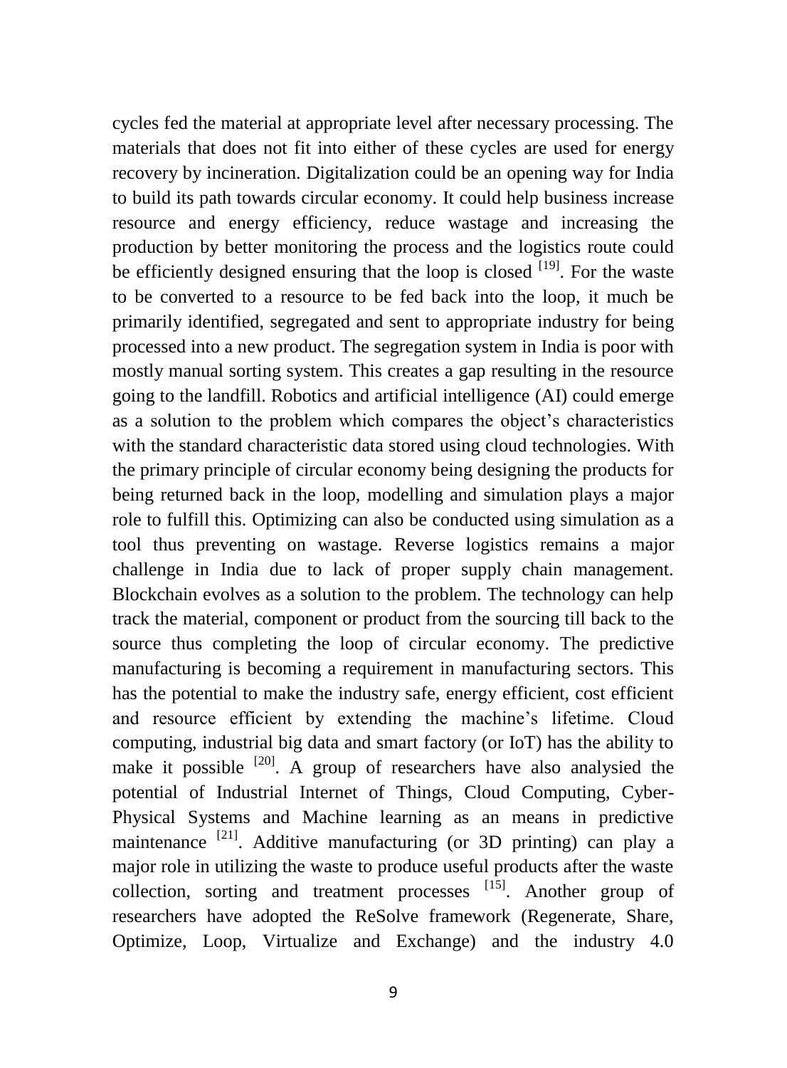cycles fed the material at appropriate level after necessary processing. The materials that does not fit into either of these cycles are used for energy recovery by incineration. Digitalization could be an opening way for India to build its path towards circular economy. It could help business increase resource and energy efficiency, reduce wastage and increasing the production by better monitoring the process and the logistics route could be efficiently designed ensuring that the loop is closed [19]. For the waste to be converted to a resource to be fed back into the loop, it much be primarily identified, segregated and sent to appropriate industry for being processed into a new product. The segregation system in India is poor with mostly manual sorting system. This creates a gap resulting in the resource going to the landfill. Robotics and artificial intelligence (AI) could emerge as a solution to the problem which compares the object's characteristics with the standard characteristic data stored using cloud technologies. With the primary principle of circular economy being designing the products for being returned back in the loop, modelling and simulation plays a major role to fulfill this. Optimizing can also be conducted using simulation as a tool thus preventing on wastage. Reverse logistics remains a major challenge in India due to lack of proper supply chain management. Blockchain evolves as a solution to the problem. The technology can help track the material, component or product from the sourcing till back to the source thus completing the loop of circular economy. The predictive manufacturing is becoming a requirement in manufacturing sectors. This has the potential to make the industry safe, energy efficient, cost efficient and resource efficient by extending the machine's lifetime. Cloud computing, industrial big data and smart factory (or IoT) has the ability to make it possible [20]. A group of researchers have also analysied the potential of Industrial Internet of Things, Cloud Computing, Cyber-Physical Systems and Machine learning as an means in predictive maintenance [21]. Additive manufacturing (or 3D printing) can play a major role in utilizing the waste to produce useful products after the waste collection, sorting and treatment processes [15]. Another group of researchers have adopted the ReSolve framework (Regenerate, Share, Optimize, Loop, Virtualize and Exchange) and the industry 4.0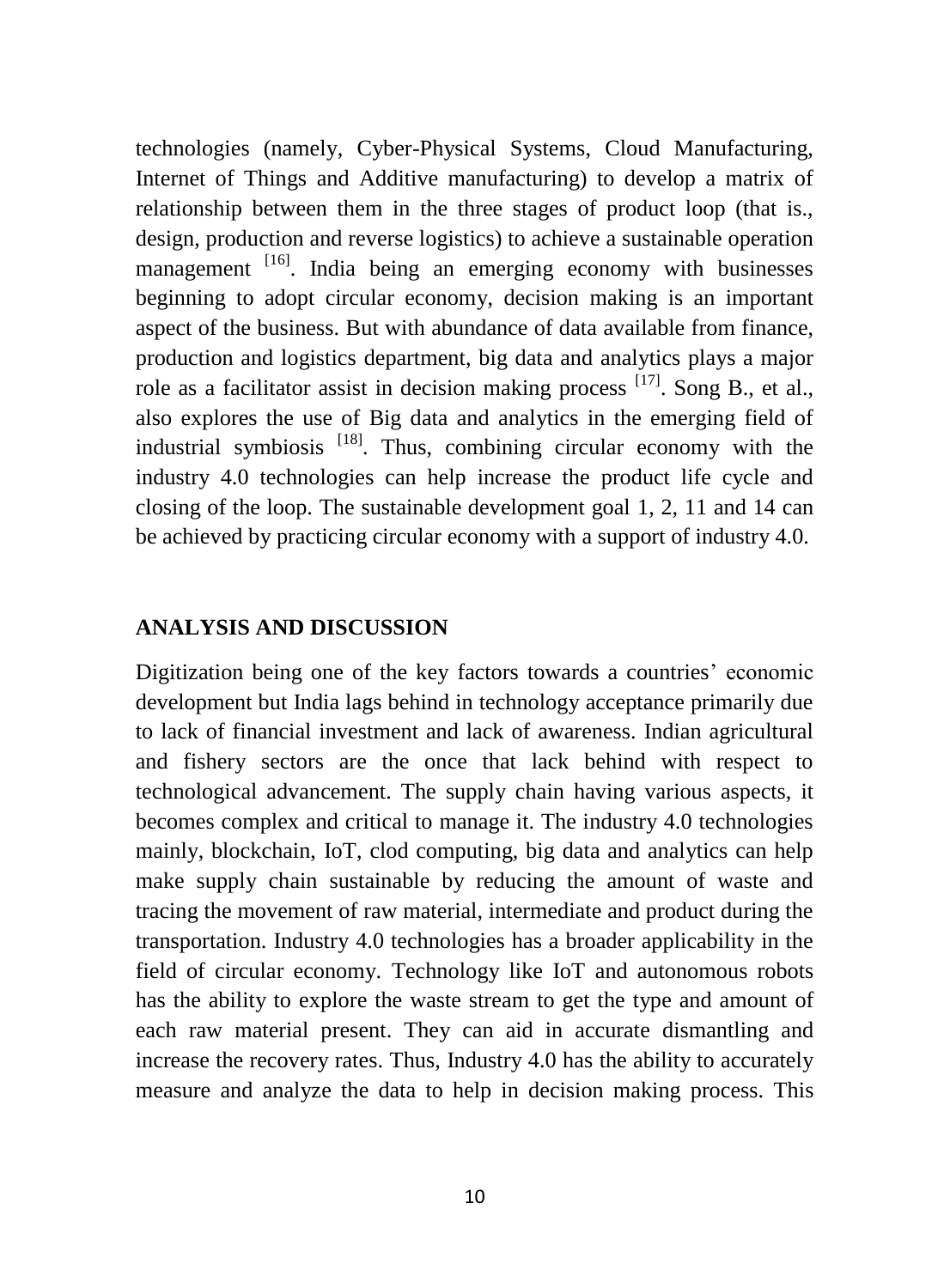technologies (namely, Cyber-Physical Systems, Cloud Manufacturing, Internet of Things and Additive manufacturing) to develop a matrix of relationship between them in the three stages of product loop (that is., design, production and reverse logistics) to achieve a sustainable operation management [16]. India being an emerging economy with businesses beginning to adopt circular economy, decision making is an important aspect of the business. But with abundance of data available from finance, production and logistics department, big data and analytics plays a major role as a facilitator assist in decision making process [17]. Song B., et al., also explores the use of Big data and analytics in the emerging field of industrial symbiosis [18]. Thus, combining circular economy with the industry 4.0 technologies can help increase the product life cycle and closing of the loop. The sustainable development goal 1, 2, 11 and 14 can be achieved by practicing circular economy with a support of industry 4.0.

## ANALYSIS AND DISCUSSION

Digitization being one of the key factors towards a countries' economic development but India lags behind in technology acceptance primarily due to lack of financial investment and lack of awareness. Indian agricultural and fishery sectors are the once that lack behind with respect to technological advancement. The supply chain having various aspects, it becomes complex and critical to manage it. The industry 4.0 technologies mainly, blockchain, IoT, clod computing, big data and analytics can help make supply chain sustainable by reducing the amount of waste and tracing the movement of raw material, intermediate and product during the transportation. Industry 4.0 technologies has a broader applicability in the field of circular economy. Technology like IoT and autonomous robots has the ability to explore the waste stream to get the type and amount of each raw material present. They can aid in accurate dismantling and increase the recovery rates. Thus, Industry 4.0 has the ability to accurately measure and analyze the data to help in decision making process. This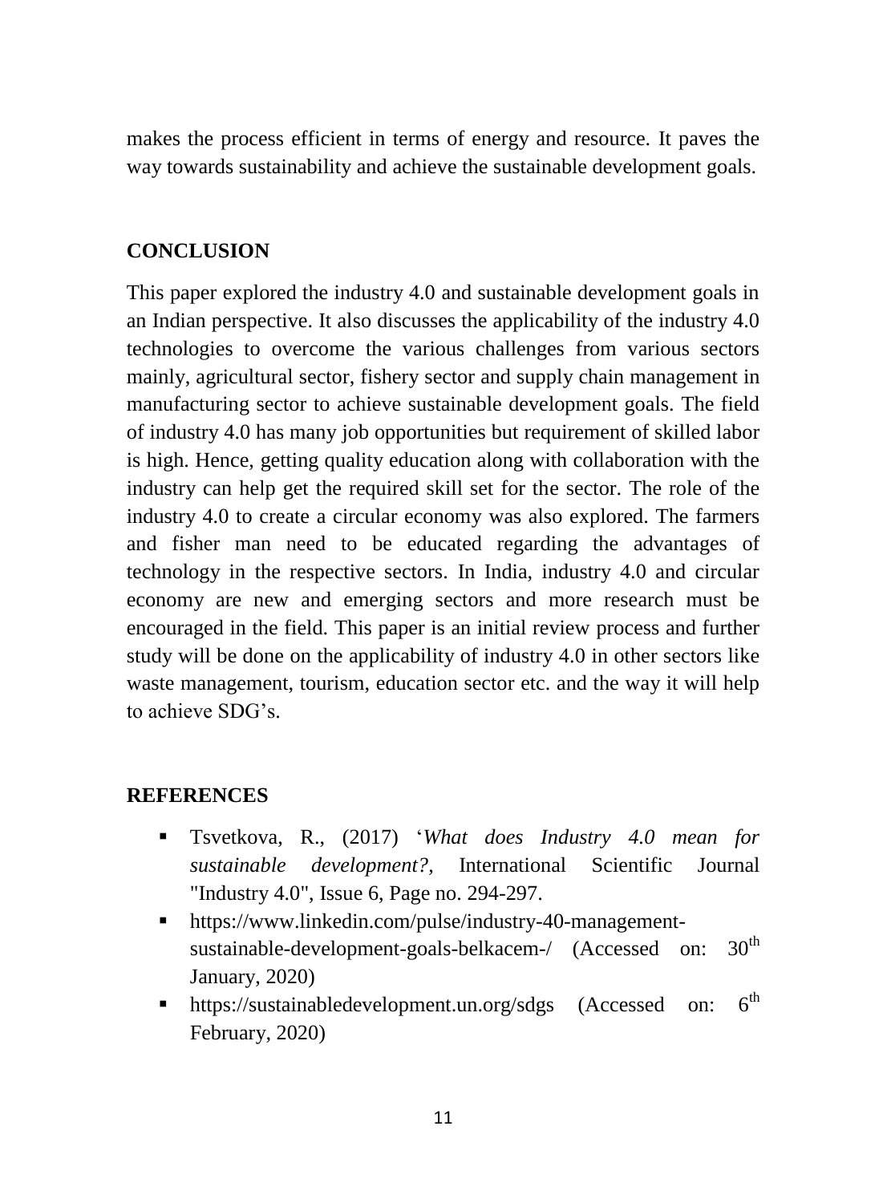makes the process efficient in terms of energy and resource. It paves the way towards sustainability and achieve the sustainable development goals.

## CONCLUSION

This paper explored the industry 4.0 and sustainable development goals in an Indian perspective. It also discusses the applicability of the industry 4.0 technologies to overcome the various challenges from various sectors mainly, agricultural sector, fishery sector and supply chain management in manufacturing sector to achieve sustainable development goals. The field of industry 4.0 has many job opportunities but requirement of skilled labor is high. Hence, getting quality education along with collaboration with the industry can help get the required skill set for the sector. The role of the industry 4.0 to create a circular economy was also explored. The farmers and fisher man need to be educated regarding the advantages of technology in the respective sectors. In India, industry 4.0 and circular economy are new and emerging sectors and more research must be encouraged in the field. This paper is an initial review process and further study will be done on the applicability of industry 4.0 in other sectors like waste management, tourism, education sector etc. and the way it will help to achieve SDG's.

## REFERENCES

- Tsvetkova, R., (2017) '*What does Industry 4.0 mean for sustainable development?*, International Scientific Journal "Industry 4.0", Issue 6, Page no. 294-297.
- https://www.linkedin.com/pulse/industry-40-management-sustainable-development-goals-belkacem-/ (Accessed on: 30th January, 2020)
- https://sustainabledevelopment.un.org/sdgs (Accessed on: 6th February, 2020)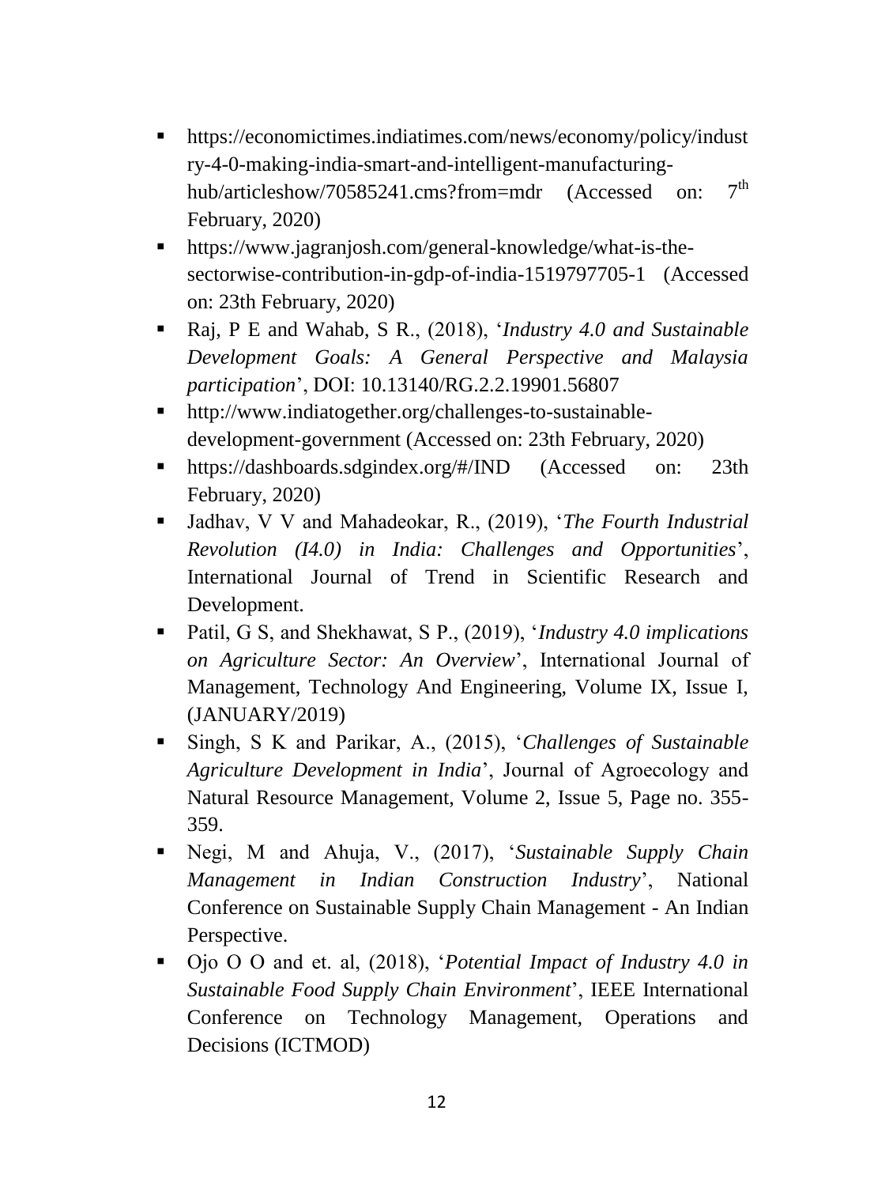- https://economictimes.indiatimes.com/news/economy/policy/industry-4-0-making-india-smart-and-intelligent-manufacturing-hub/articleshow/70585241.cms?from=mdr (Accessed on: 7th February, 2020)
- https://www.jagranjosh.com/general-knowledge/what-is-the-sectorwise-contribution-in-gdp-of-india-1519797705-1 (Accessed on: 23th February, 2020)
- Raj, P E and Wahab, S R., (2018), '*Industry 4.0 and Sustainable Development Goals: A General Perspective and Malaysia participation*', DOI: 10.13140/RG.2.2.19901.56807
- http://www.indiatogether.org/challenges-to-sustainable-development-government (Accessed on: 23th February, 2020)
- https://dashboards.sdgindex.org/#/IND (Accessed on: 23th February, 2020)
- Jadhav, V V and Mahadeokar, R., (2019), '*The Fourth Industrial Revolution (I4.0) in India: Challenges and Opportunities*', International Journal of Trend in Scientific Research and Development.
- Patil, G S, and Shekhawat, S P., (2019), '*Industry 4.0 implications on Agriculture Sector: An Overview*', International Journal of Management, Technology And Engineering, Volume IX, Issue I, (JANUARY/2019)
- Singh, S K and Parikar, A., (2015), '*Challenges of Sustainable Agriculture Development in India*', Journal of Agroecology and Natural Resource Management, Volume 2, Issue 5, Page no. 355-359.
- Negi, M and Ahuja, V., (2017), '*Sustainable Supply Chain Management in Indian Construction Industry*', National Conference on Sustainable Supply Chain Management - An Indian Perspective.
- Ojo O O and et. al, (2018), '*Potential Impact of Industry 4.0 in Sustainable Food Supply Chain Environment*', IEEE International Conference on Technology Management, Operations and Decisions (ICTMOD)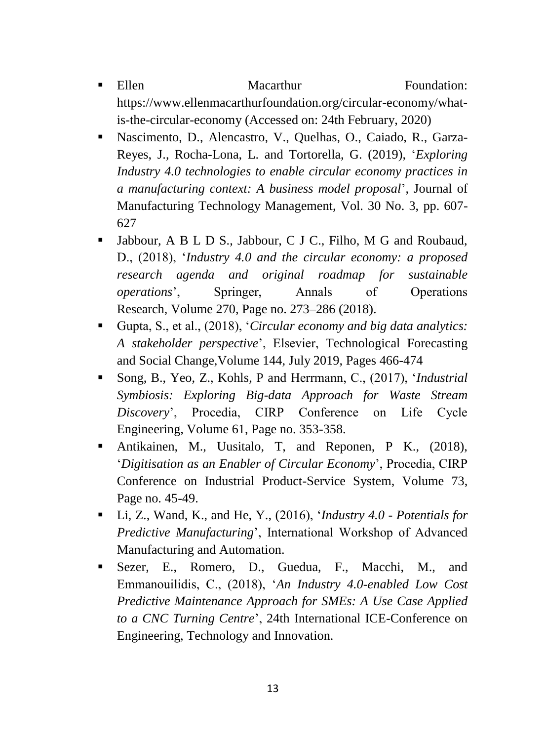- Ellen Macarthur Foundation: https://www.ellenmacarthurfoundation.org/circular-economy/what-is-the-circular-economy (Accessed on: 24th February, 2020)
- Nascimento, D., Alencastro, V., Quelhas, O., Caiado, R., Garza-Reyes, J., Rocha-Lona, L. and Tortorella, G. (2019), '*Exploring Industry 4.0 technologies to enable circular economy practices in a manufacturing context: A business model proposal*', Journal of Manufacturing Technology Management, Vol. 30 No. 3, pp. 607-627
- Jabbour, A B L D S., Jabbour, C J C., Filho, M G and Roubaud, D., (2018), '*Industry 4.0 and the circular economy: a proposed research agenda and original roadmap for sustainable operations*', Springer, Annals of Operations Research, Volume 270, Page no. 273–286 (2018).
- Gupta, S., et al., (2018), '*Circular economy and big data analytics: A stakeholder perspective*', Elsevier, Technological Forecasting and Social Change,Volume 144, July 2019, Pages 466-474
- Song, B., Yeo, Z., Kohls, P and Herrmann, C., (2017), '*Industrial Symbiosis: Exploring Big-data Approach for Waste Stream Discovery*', Procedia, CIRP Conference on Life Cycle Engineering, Volume 61, Page no. 353-358.
- Antikainen, M., Uusitalo, T, and Reponen, P K., (2018), '*Digitisation as an Enabler of Circular Economy*', Procedia, CIRP Conference on Industrial Product-Service System, Volume 73, Page no. 45-49.
- Li, Z., Wand, K., and He, Y., (2016), '*Industry 4.0 - Potentials for Predictive Manufacturing*', International Workshop of Advanced Manufacturing and Automation.
- Sezer, E., Romero, D., Guedua, F., Macchi, M., and Emmanouilidis, C., (2018), '*An Industry 4.0-enabled Low Cost Predictive Maintenance Approach for SMEs: A Use Case Applied to a CNC Turning Centre*', 24th International ICE-Conference on Engineering, Technology and Innovation.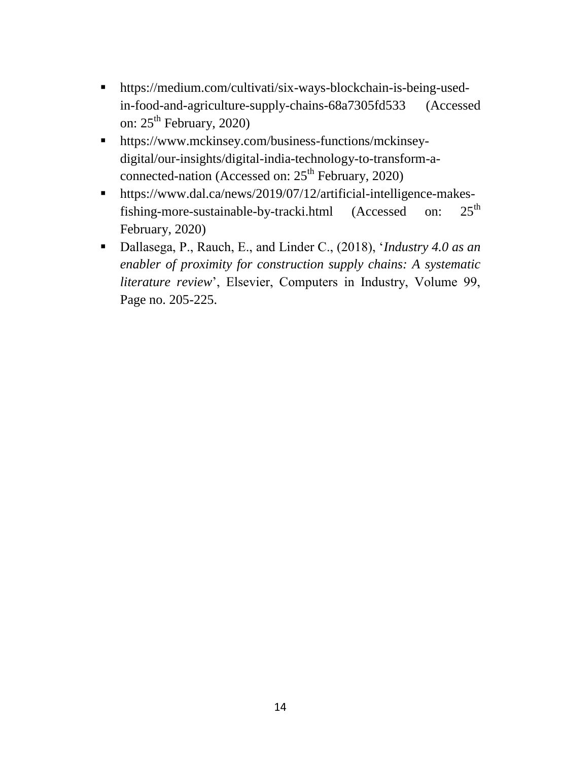- https://medium.com/cultivati/six-ways-blockchain-is-being-used-in-food-and-agriculture-supply-chains-68a7305fd533 (Accessed on: 25th February, 2020)
- https://www.mckinsey.com/business-functions/mckinsey-digital/our-insights/digital-india-technology-to-transform-a-connected-nation (Accessed on: 25th February, 2020)
- https://www.dal.ca/news/2019/07/12/artificial-intelligence-makes-fishing-more-sustainable-by-tracki.html (Accessed on: 25th February, 2020)
- Dallasega, P., Rauch, E., and Linder C., (2018), '*Industry 4.0 as an enabler of proximity for construction supply chains: A systematic literature review*', Elsevier, Computers in Industry, Volume 99, Page no. 205-225.